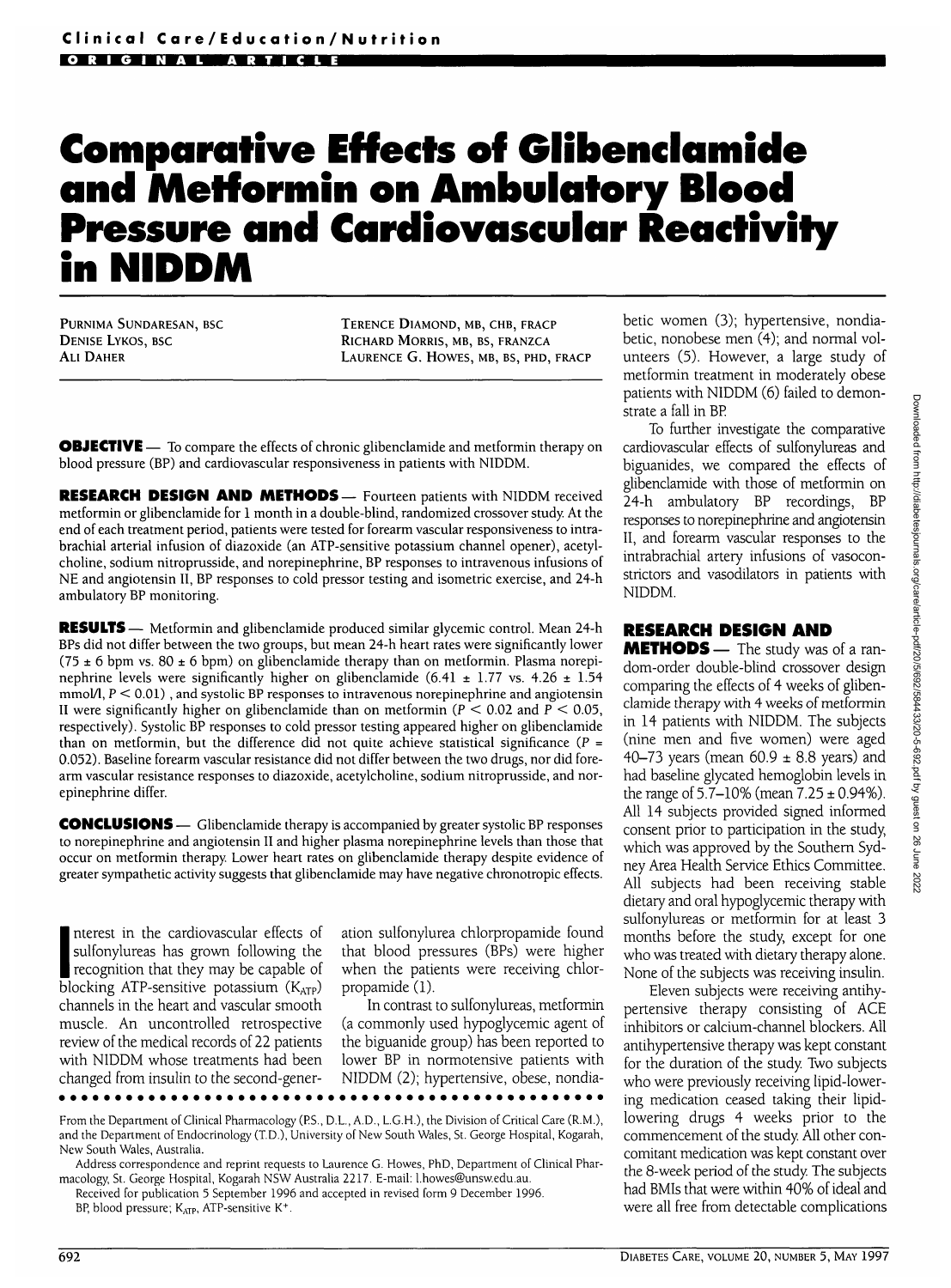Clinical Care/Education/Nutrition

ORIGINAL ARTICLE

# Comparative Effects of Glibenclamide and Metformin on Ambulatory Blood Pressure and Cardiovascular Reactivity in NIDDM

PURNIMA SUNDARESAN, BSC
DENISE LYKOS, BSC
ALI DAHER
TERENCE DIAMOND, MB, CHB, FRACP
RICHARD MORRIS, MB, BS, FRANZCA
LAURENCE G. HOWES, MB, BS, PHD, FRACP

**OBJECTIVE** — To compare the effects of chronic glibenclamide and metformin therapy on blood pressure (BP) and cardiovascular responsiveness in patients with NIDDM.

**RESEARCH DESIGN AND METHODS** — Fourteen patients with NIDDM received metformin or glibenclamide for 1 month in a double-blind, randomized crossover study. At the end of each treatment period, patients were tested for forearm vascular responsiveness to intrabrachial arterial infusion of diazoxide (an ATP-sensitive potassium channel opener), acetylcholine, sodium nitroprusside, and norepinephrine, BP responses to intravenous infusions of NE and angiotensin II, BP responses to cold pressor testing and isometric exercise, and 24-h ambulatory BP monitoring.

**RESULTS** — Metformin and glibenclamide produced similar glycemic control. Mean 24-h BPs did not differ between the two groups, but mean 24-h heart rates were significantly lower (75 ± 6 bpm vs. 80 ± 6 bpm) on glibenclamide therapy than on metformin. Plasma norepinephrine levels were significantly higher on glibenclamide (6.41 ± 1.77 vs. 4.26 ± 1.54 mmol/l, $P < 0.01$), and systolic BP responses to intravenous norepinephrine and angiotensin II were significantly higher on glibenclamide than on metformin ($P < 0.02$ and $P < 0.05$, respectively). Systolic BP responses to cold pressor testing appeared higher on glibenclamide than on metformin, but the difference did not quite achieve statistical significance ($P = 0.052$). Baseline forearm vascular resistance did not differ between the two drugs, nor did forearm vascular resistance responses to diazoxide, acetylcholine, sodium nitroprusside, and norepinephrine differ.

**CONCLUSIONS** — Glibenclamide therapy is accompanied by greater systolic BP responses to norepinephrine and angiotensin II and higher plasma norepinephrine levels than those that occur on metformin therapy. Lower heart rates on glibenclamide therapy despite evidence of greater sympathetic activity suggests that glibenclamide may have negative chronotropic effects.

Interest in the cardiovascular effects of sulfonylureas has grown following the recognition that they may be capable of blocking ATP-sensitive potassium ($K_{ATP}$) channels in the heart and vascular smooth muscle. An uncontrolled retrospective review of the medical records of 22 patients with NIDDM whose treatments had been changed from insulin to the second-generation sulfonylurea chlorpropamide found that blood pressures (BPs) were higher when the patients were receiving chlorpropamide (1).

In contrast to sulfonylureas, metformin (a commonly used hypoglycemic agent of the biguanide group) has been reported to lower BP in normotensive patients with NIDDM (2); hypertensive, obese, nondiabetic women (3); hypertensive, nondiabetic, nonobese men (4); and normal volunteers (5). However, a large study of metformin treatment in moderately obese patients with NIDDM (6) failed to demonstrate a fall in BP.

To further investigate the comparative cardiovascular effects of sulfonylureas and biguanides, we compared the effects of glibenclamide with those of metformin on 24-h ambulatory BP recordings, BP responses to norepinephrine and angiotensin II, and forearm vascular responses to the intrabrachial artery infusions of vasoconstrictors and vasodilators in patients with NIDDM.

## RESEARCH DESIGN AND METHODS

The study was of a random-order double-blind crossover design comparing the effects of 4 weeks of glibenclamide therapy with 4 weeks of metformin in 14 patients with NIDDM. The subjects (nine men and five women) were aged 40–73 years (mean 60.9 ± 8.8 years) and had baseline glycated hemoglobin levels in the range of 5.7–10% (mean 7.25 ± 0.94%). All 14 subjects provided signed informed consent prior to participation in the study, which was approved by the Southern Sydney Area Health Service Ethics Committee. All subjects had been receiving stable dietary and oral hypoglycemic therapy with sulfonylureas or metformin for at least 3 months before the study, except for one who was treated with dietary therapy alone. None of the subjects was receiving insulin.

Eleven subjects were receiving antihypertensive therapy consisting of ACE inhibitors or calcium-channel blockers. All antihypertensive therapy was kept constant for the duration of the study. Two subjects who were previously receiving lipid-lowering medication ceased taking their lipid-lowering drugs 4 weeks prior to the commencement of the study. All other concomitant medication was kept constant over the 8-week period of the study. The subjects had BMIs that were within 40% of ideal and were all free from detectable complications

From the Department of Clinical Pharmacology (P.S., D.L., A.D., L.G.H.), the Division of Critical Care (R.M.), and the Department of Endocrinology (T.D.), University of New South Wales, St. George Hospital, Kogarah, New South Wales, Australia.

Address correspondence and reprint requests to Laurence G. Howes, PhD, Department of Clinical Pharmacology, St. George Hospital, Kogarah NSW Australia 2217. E-mail: l.howes@unsw.edu.au.

Received for publication 5 September 1996 and accepted in revised form 9 December 1996.

BP, blood pressure; $K_{ATP}$, ATP-sensitive $K^+$.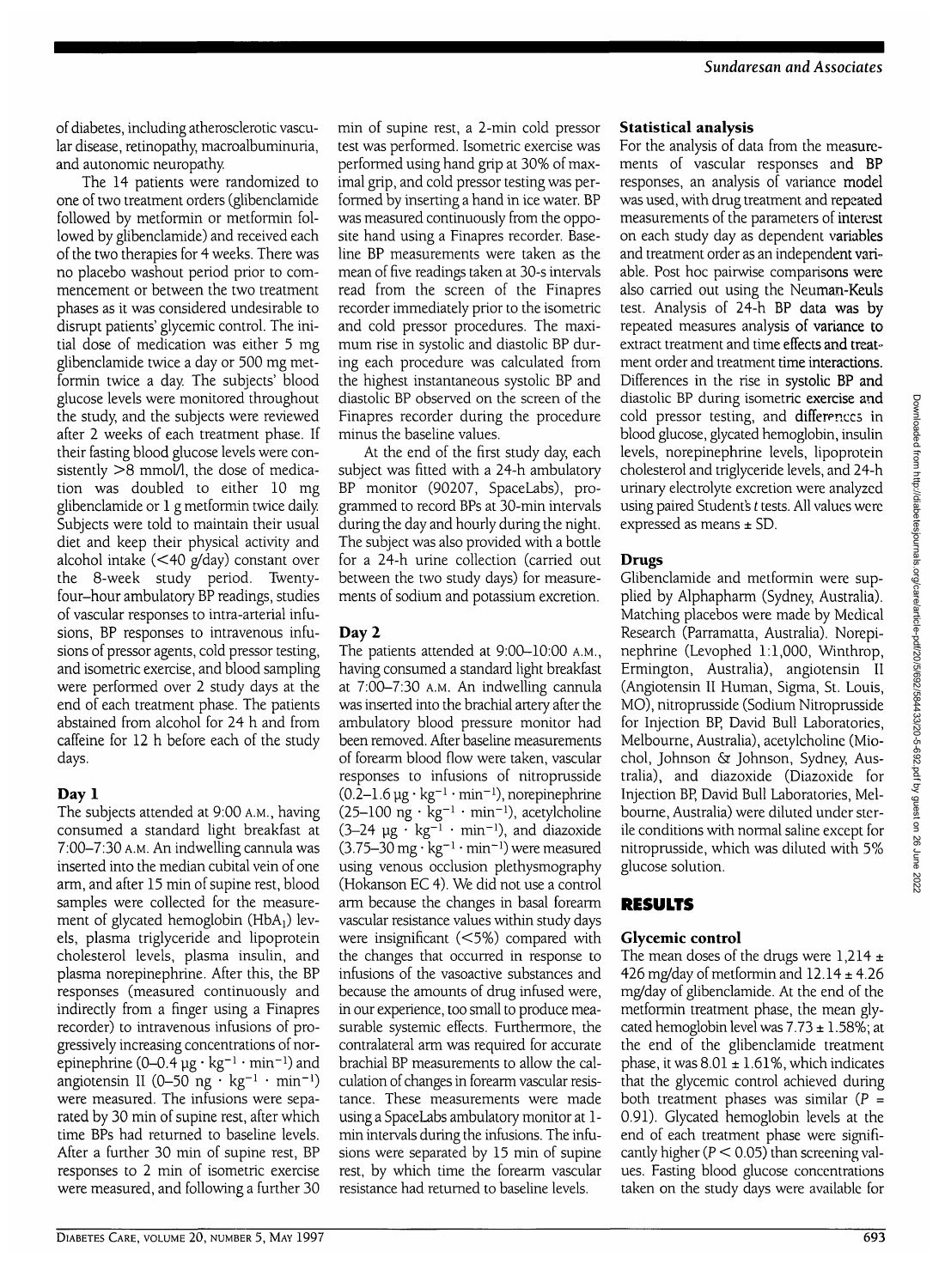of diabetes, including atherosclerotic vascular disease, retinopathy, macroalbuminuria, and autonomic neuropathy.

The 14 patients were randomized to one of two treatment orders (glibenclamide followed by metformin or metformin followed by glibenclamide) and received each of the two therapies for 4 weeks. There was no placebo washout period prior to commencement or between the two treatment phases as it was considered undesirable to disrupt patients' glycemic control. The initial dose of medication was either 5 mg glibenclamide twice a day or 500 mg metformin twice a day. The subjects' blood glucose levels were monitored throughout the study, and the subjects were reviewed after 2 weeks of each treatment phase. If their fasting blood glucose levels were consistently >8 mmol/l, the dose of medication was doubled to either 10 mg glibenclamide or 1 g metformin twice daily. Subjects were told to maintain their usual diet and keep their physical activity and alcohol intake (<40 g/day) constant over the 8-week study period. Twenty-four–hour ambulatory BP readings, studies of vascular responses to intra-arterial infusions, BP responses to intravenous infusions of pressor agents, cold pressor testing, and isometric exercise, and blood sampling were performed over 2 study days at the end of each treatment phase. The patients abstained from alcohol for 24 h and from caffeine for 12 h before each of the study days.

### Day 1

The subjects attended at 9:00 A.M., having consumed a standard light breakfast at 7:00–7:30 A.M. An indwelling cannula was inserted into the median cubital vein of one arm, and after 15 min of supine rest, blood samples were collected for the measurement of glycated hemoglobin ($HbA_1$) levels, plasma triglyceride and lipoprotein cholesterol levels, plasma insulin, and plasma norepinephrine. After this, the BP responses (measured continuously and indirectly from a finger using a Finapres recorder) to intravenous infusions of progressively increasing concentrations of norepinephrine (0–0.4 $\mu g \cdot kg^{-1} \cdot min^{-1}$) and angiotensin II (0–50 $ng \cdot kg^{-1} \cdot min^{-1}$) were measured. The infusions were separated by 30 min of supine rest, after which time BPs had returned to baseline levels. After a further 30 min of supine rest, BP responses to 2 min of isometric exercise were measured, and following a further 30 min of supine rest, a 2-min cold pressor test was performed. Isometric exercise was performed using hand grip at 30% of maximal grip, and cold pressor testing was performed by inserting a hand in ice water. BP was measured continuously from the opposite hand using a Finapres recorder. Baseline BP measurements were taken as the mean of five readings taken at 30-s intervals read from the screen of the Finapres recorder immediately prior to the isometric and cold pressor procedures. The maximum rise in systolic and diastolic BP during each procedure was calculated from the highest instantaneous systolic BP and diastolic BP observed on the screen of the Finapres recorder during the procedure minus the baseline values.

At the end of the first study day, each subject was fitted with a 24-h ambulatory BP monitor (90207, SpaceLabs), programmed to record BPs at 30-min intervals during the day and hourly during the night. The subject was also provided with a bottle for a 24-h urine collection (carried out between the two study days) for measurements of sodium and potassium excretion.

### Day 2

The patients attended at 9:00–10:00 A.M., having consumed a standard light breakfast at 7:00–7:30 A.M. An indwelling cannula was inserted into the brachial artery after the ambulatory blood pressure monitor had been removed. After baseline measurements of forearm blood flow were taken, vascular responses to infusions of nitroprusside (0.2–1.6 $\mu g \cdot kg^{-1} \cdot min^{-1}$), norepinephrine (25–100 $ng \cdot kg^{-1} \cdot min^{-1}$), acetylcholine (3–24 $\mu g \cdot kg^{-1} \cdot min^{-1}$), and diazoxide (3.75–30 $mg \cdot kg^{-1} \cdot min^{-1}$) were measured using venous occlusion plethysmography (Hokanson EC 4). We did not use a control arm because the changes in basal forearm vascular resistance values within study days were insignificant (<5%) compared with the changes that occurred in response to infusions of the vasoactive substances and because the amounts of drug infused were, in our experience, too small to produce measurable systemic effects. Furthermore, the contralateral arm was required for accurate brachial BP measurements to allow the calculation of changes in forearm vascular resistance. These measurements were made using a SpaceLabs ambulatory monitor at 1-min intervals during the infusions. The infusions were separated by 15 min of supine rest, by which time the forearm vascular resistance had returned to baseline levels.

### Statistical analysis

For the analysis of data from the measurements of vascular responses and BP responses, an analysis of variance model was used, with drug treatment and repeated measurements of the parameters of interest on each study day as dependent variables and treatment order as an independent variable. Post hoc pairwise comparisons were also carried out using the Neuman-Keuls test. Analysis of 24-h BP data was by repeated measures analysis of variance to extract treatment and time effects and treatment order and treatment time interactions. Differences in the rise in systolic BP and diastolic BP during isometric exercise and cold pressor testing, and differences in blood glucose, glycated hemoglobin, insulin levels, norepinephrine levels, lipoprotein cholesterol and triglyceride levels, and 24-h urinary electrolyte excretion were analyzed using paired Student's *t* tests. All values were expressed as means ± SD.

### Drugs

Glibenclamide and metformin were supplied by Alphapharm (Sydney, Australia). Matching placebos were made by Medical Research (Parramatta, Australia). Norepinephrine (Levophed 1:1,000, Winthrop, Ermington, Australia), angiotensin II (Angiotensin II Human, Sigma, St. Louis, MO), nitroprusside (Sodium Nitroprusside for Injection BP, David Bull Laboratories, Melbourne, Australia), acetylcholine (Miochol, Johnson & Johnson, Sydney, Australia), and diazoxide (Diazoxide for Injection BP, David Bull Laboratories, Melbourne, Australia) were diluted under sterile conditions with normal saline except for nitroprusside, which was diluted with 5% glucose solution.

## RESULTS

### Glycemic control

The mean doses of the drugs were 1,214 ± 426 mg/day of metformin and 12.14 ± 4.26 mg/day of glibenclamide. At the end of the metformin treatment phase, the mean glycated hemoglobin level was 7.73 ± 1.58%; at the end of the glibenclamide treatment phase, it was 8.01 ± 1.61%, which indicates that the glycemic control achieved during both treatment phases was similar ($P$ = 0.91). Glycated hemoglobin levels at the end of each treatment phase were significantly higher ($P < 0.05$) than screening values. Fasting blood glucose concentrations taken on the study days were available for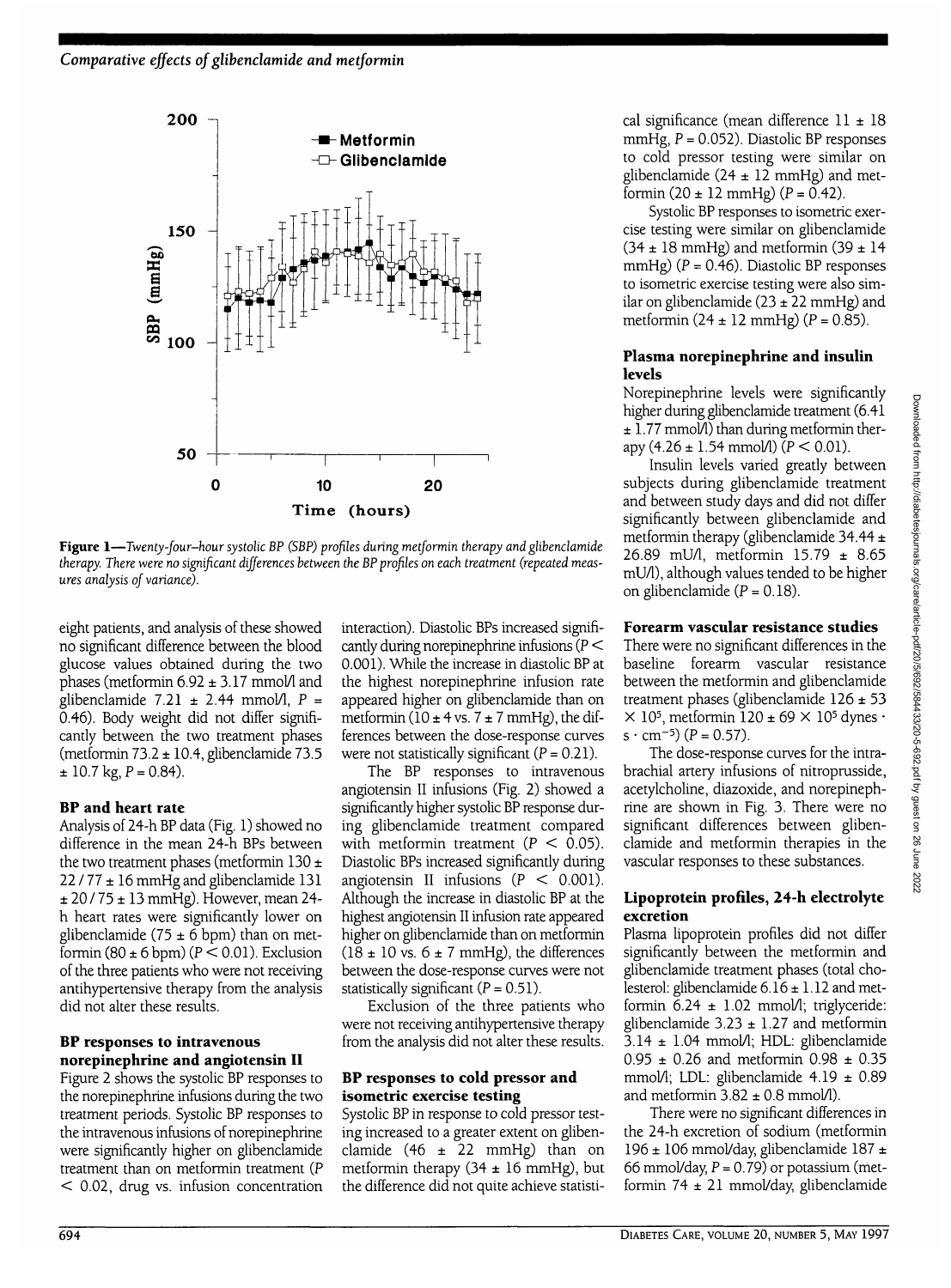**Figure 1**—*Twenty-four–hour systolic BP (SBP) profiles during metformin therapy and glibenclamide therapy. There were no significant differences between the BP profiles on each treatment (repeated measures analysis of variance).*

eight patients, and analysis of these showed no significant difference between the blood glucose values obtained during the two phases (metformin 6.92 ± 3.17 mmol/l and glibenclamide 7.21 ± 2.44 mmol/l, $P$ = 0.46). Body weight did not differ significantly between the two treatment phases (metformin 73.2 ± 10.4, glibenclamide 73.5 ± 10.7 kg, $P$ = 0.84).

### BP and heart rate

Analysis of 24-h BP data (Fig. 1) showed no difference in the mean 24-h BPs between the two treatment phases (metformin 130 ± 22 / 77 ± 16 mmHg and glibenclamide 131 ± 20 / 75 ± 13 mmHg). However, mean 24-h heart rates were significantly lower on glibenclamide (75 ± 6 bpm) than on metformin (80 ± 6 bpm) ($P < 0.01$). Exclusion of the three patients who were not receiving antihypertensive therapy from the analysis did not alter these results.

### BP responses to intravenous norepinephrine and angiotensin II

Figure 2 shows the systolic BP responses to the norepinephrine infusions during the two treatment periods. Systolic BP responses to the intravenous infusions of norepinephrine were significantly higher on glibenclamide treatment than on metformin treatment ($P < 0.02$, drug vs. infusion concentration interaction). Diastolic BPs increased significantly during norepinephrine infusions ($P < 0.001$). While the increase in diastolic BP at the highest norepinephrine infusion rate appeared higher on glibenclamide than on metformin (10 ± 4 vs. 7 ± 7 mmHg), the differences between the dose-response curves were not statistically significant ($P$ = 0.21).

The BP responses to intravenous angiotensin II infusions (Fig. 2) showed a significantly higher systolic BP response during glibenclamide treatment compared with metformin treatment ($P < 0.05$). Diastolic BPs increased significantly during angiotensin II infusions ($P < 0.001$). Although the increase in diastolic BP at the highest angiotensin II infusion rate appeared higher on glibenclamide than on metformin (18 ± 10 vs. 6 ± 7 mmHg), the differences between the dose-response curves were not statistically significant ($P$ = 0.51).

Exclusion of the three patients who were not receiving antihypertensive therapy from the analysis did not alter these results.

### BP responses to cold pressor and isometric exercise testing

Systolic BP in response to cold pressor testing increased to a greater extent on glibenclamide (46 ± 22 mmHg) than on metformin therapy (34 ± 16 mmHg), but the difference did not quite achieve statistical significance (mean difference 11 ± 18 mmHg, $P$ = 0.052). Diastolic BP responses to cold pressor testing were similar on glibenclamide (24 ± 12 mmHg) and metformin (20 ± 12 mmHg) ($P$ = 0.42).

Systolic BP responses to isometric exercise testing were similar on glibenclamide (34 ± 18 mmHg) and metformin (39 ± 14 mmHg) ($P$ = 0.46). Diastolic BP responses to isometric exercise testing were also similar on glibenclamide (23 ± 22 mmHg) and metformin (24 ± 12 mmHg) ($P$ = 0.85).

### Plasma norepinephrine and insulin levels

Norepinephrine levels were significantly higher during glibenclamide treatment (6.41 ± 1.77 mmol/l) than during metformin therapy (4.26 ± 1.54 mmol/l) ($P < 0.01$).

Insulin levels varied greatly between subjects during glibenclamide treatment and between study days and did not differ significantly between glibenclamide and metformin therapy (glibenclamide 34.44 ± 26.89 mU/l, metformin 15.79 ± 8.65 mU/l), although values tended to be higher on glibenclamide ($P$ = 0.18).

### Forearm vascular resistance studies

There were no significant differences in the baseline forearm vascular resistance between the metformin and glibenclamide treatment phases (glibenclamide 126 ± 53 × $10^5$, metformin 120 ± 69 × $10^5$ dynes · s · $cm^{-5}$) ($P$ = 0.57).

The dose-response curves for the intrabrachial artery infusions of nitroprusside, acetylcholine, diazoxide, and norepinephrine are shown in Fig. 3. There were no significant differences between glibenclamide and metformin therapies in the vascular responses to these substances.

### Lipoprotein profiles, 24-h electrolyte excretion

Plasma lipoprotein profiles did not differ significantly between the metformin and glibenclamide treatment phases (total cholesterol: glibenclamide 6.16 ± 1.12 and metformin 6.24 ± 1.02 mmol/l; triglyceride: glibenclamide 3.23 ± 1.27 and metformin 3.14 ± 1.04 mmol/l; HDL: glibenclamide 0.95 ± 0.26 and metformin 0.98 ± 0.35 mmol/l; LDL: glibenclamide 4.19 ± 0.89 and metformin 3.82 ± 0.8 mmol/l).

There were no significant differences in the 24-h excretion of sodium (metformin 196 ± 106 mmol/day, glibenclamide 187 ± 66 mmol/day, $P$ = 0.79) or potassium (metformin 74 ± 21 mmol/day, glibenclamide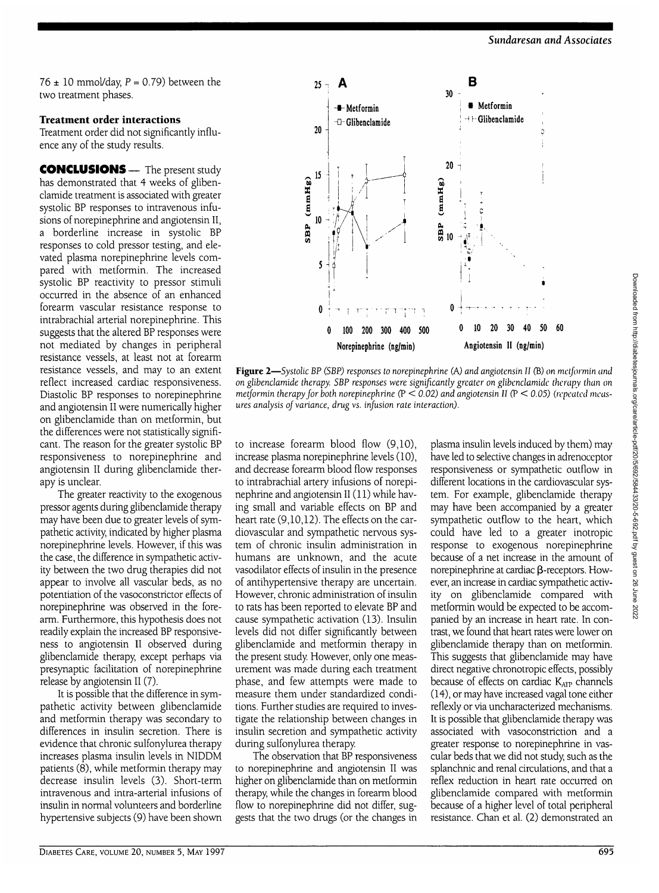76 ± 10 mmol/day, $P = 0.79$) between the two treatment phases.

### Treatment order interactions

Treatment order did not significantly influence any of the study results.

## CONCLUSIONS

The present study has demonstrated that 4 weeks of glibenclamide treatment is associated with greater systolic BP responses to intravenous infusions of norepinephrine and angiotensin II, a borderline increase in systolic BP responses to cold pressor testing, and elevated plasma norepinephrine levels compared with metformin. The increased systolic BP reactivity to pressor stimuli occurred in the absence of an enhanced forearm vascular resistance response to intrabrachial arterial norepinephrine. This suggests that the altered BP responses were not mediated by changes in peripheral resistance vessels, at least not at forearm resistance vessels, and may to an extent reflect increased cardiac responsiveness. Diastolic BP responses to norepinephrine and angiotensin II were numerically higher on glibenclamide than on metformin, but the differences were not statistically significant. The reason for the greater systolic BP responsiveness to norepinephrine and angiotensin II during glibenclamide therapy is unclear.

The greater reactivity to the exogenous pressor agents during glibenclamide therapy may have been due to greater levels of sympathetic activity, indicated by higher plasma norepinephrine levels. However, if this was the case, the difference in sympathetic activity between the two drug therapies did not appear to involve all vascular beds, as no potentiation of the vasoconstrictor effects of norepinephrine was observed in the forearm. Furthermore, this hypothesis does not readily explain the increased BP responsiveness to angiotensin II observed during glibenclamide therapy, except perhaps via presynaptic facilitation of norepinephrine release by angiotensin II (7).

It is possible that the difference in sympathetic activity between glibenclamide and metformin therapy was secondary to differences in insulin secretion. There is evidence that chronic sulfonylurea therapy increases plasma insulin levels in NIDDM patients (8), while metformin therapy may decrease insulin levels (3). Short-term intravenous and intra-arterial infusions of insulin in normal volunteers and borderline hypertensive subjects (9) have been shown to increase forearm blood flow (9,10), increase plasma norepinephrine levels (10), and decrease forearm blood flow responses to intrabrachial artery infusions of norepinephrine and angiotensin II (11) while having small and variable effects on BP and heart rate (9,10,12). The effects on the cardiovascular and sympathetic nervous system of chronic insulin administration in humans are unknown, and the acute vasodilator effects of insulin in the presence of antihypertensive therapy are uncertain. However, chronic administration of insulin to rats has been reported to elevate BP and cause sympathetic activation (13). Insulin levels did not differ significantly between glibenclamide and metformin therapy in the present study. However, only one measurement was made during each treatment phase, and few attempts were made to measure them under standardized conditions. Further studies are required to investigate the relationship between changes in insulin secretion and sympathetic activity during sulfonylurea therapy.

The observation that BP responsiveness to norepinephrine and angiotensin II was higher on glibenclamide than on metformin therapy, while the changes in forearm blood flow to norepinephrine did not differ, suggests that the two drugs (or the changes in plasma insulin levels induced by them) may have led to selective changes in adrenoceptor responsiveness or sympathetic outflow in different locations in the cardiovascular system. For example, glibenclamide therapy may have been accompanied by a greater sympathetic outflow to the heart, which could have led to a greater inotropic response to exogenous norepinephrine because of a net increase in the amount of norepinephrine at cardiac β-receptors. However, an increase in cardiac sympathetic activity on glibenclamide compared with metformin would be expected to be accompanied by an increase in heart rate. In contrast, we found that heart rates were lower on glibenclamide therapy than on metformin. This suggests that glibenclamide may have direct negative chronotropic effects, possibly because of effects on cardiac $K_{ATP}$ channels (14), or may have increased vagal tone either reflexly or via uncharacterized mechanisms. It is possible that glibenclamide therapy was associated with vasoconstriction and a greater response to norepinephrine in vascular beds that we did not study, such as the splanchnic and renal circulations, and that a reflex reduction in heart rate occurred on glibenclamide compared with metformin because of a higher level of total peripheral resistance. Chan et al. (2) demonstrated an

**Figure 2**—*Systolic BP (SBP) responses to norepinephrine (A) and angiotensin II (B) on metformin and on glibenclamide therapy. SBP responses were significantly greater on glibenclamide therapy than on metformin therapy for both norepinephrine ($P < 0.02$) and angiotensin II ($P < 0.05$) (repeated measures analysis of variance, drug vs. infusion rate interaction).*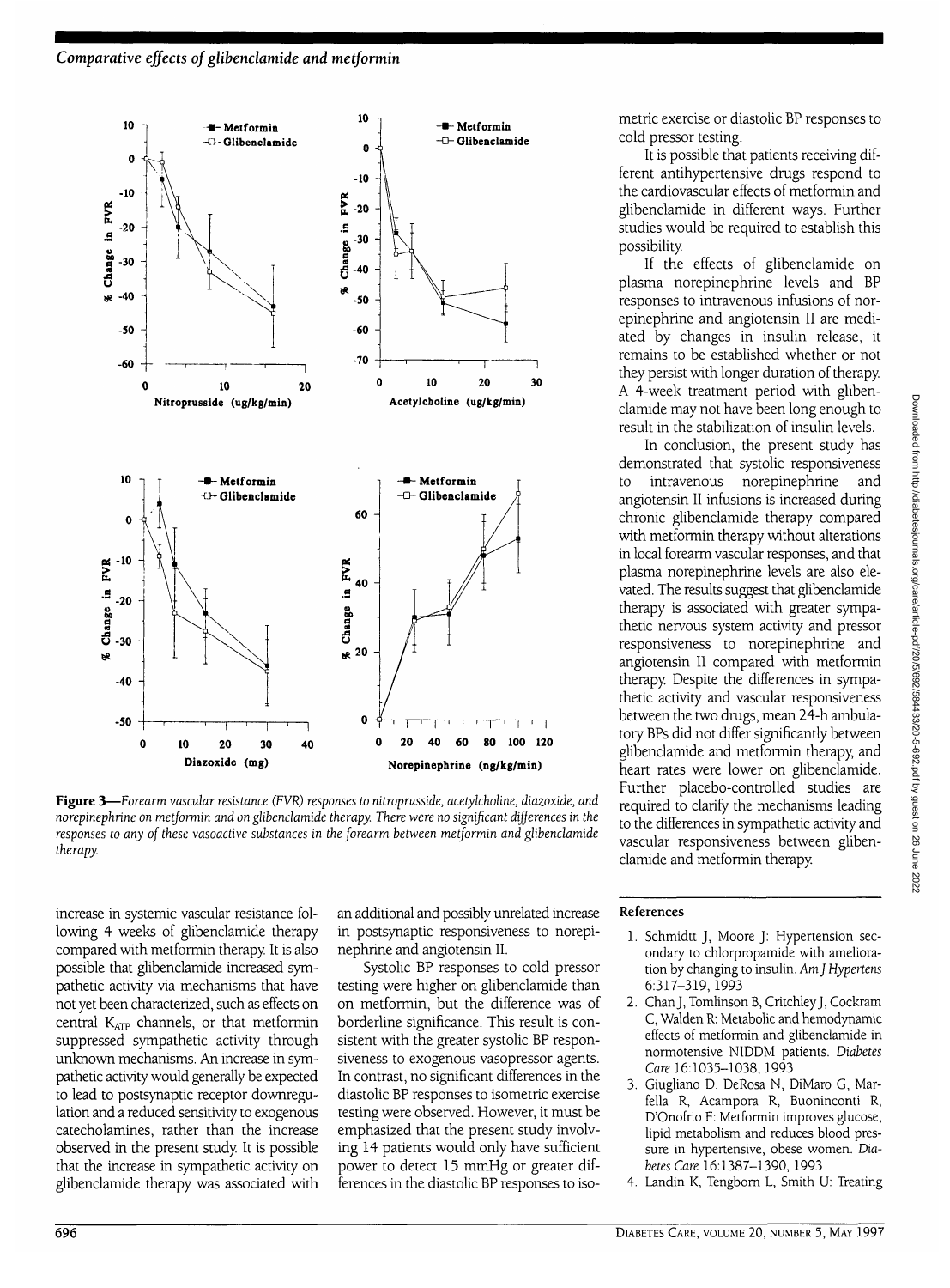**Figure 3**—*Forearm vascular resistance (FVR) responses to nitroprusside, acetylcholine, diazoxide, and norepinephrine on metformin and on glibenclamide therapy. There were no significant differences in the responses to any of these vasoactive substances in the forearm between metformin and glibenclamide therapy.*

increase in systemic vascular resistance following 4 weeks of glibenclamide therapy compared with metformin therapy. It is also possible that glibenclamide increased sympathetic activity via mechanisms that have not yet been characterized, such as effects on central $K_{ATP}$ channels, or that metformin suppressed sympathetic activity through unknown mechanisms. An increase in sympathetic activity would generally be expected to lead to postsynaptic receptor downregulation and a reduced sensitivity to exogenous catecholamines, rather than the increase observed in the present study. It is possible that the increase in sympathetic activity on glibenclamide therapy was associated with an additional and possibly unrelated increase in postsynaptic responsiveness to norepinephrine and angiotensin II.

Systolic BP responses to cold pressor testing were higher on glibenclamide than on metformin, but the difference was of borderline significance. This result is consistent with the greater systolic BP responsiveness to exogenous vasopressor agents. In contrast, no significant differences in the diastolic BP responses to isometric exercise testing were observed. However, it must be emphasized that the present study involving 14 patients would only have sufficient power to detect 15 mmHg or greater differences in the diastolic BP responses to isometric exercise or diastolic BP responses to cold pressor testing.

It is possible that patients receiving different antihypertensive drugs respond to the cardiovascular effects of metformin and glibenclamide in different ways. Further studies would be required to establish this possibility.

If the effects of glibenclamide on plasma norepinephrine levels and BP responses to intravenous infusions of norepinephrine and angiotensin II are mediated by changes in insulin release, it remains to be established whether or not they persist with longer duration of therapy. A 4-week treatment period with glibenclamide may not have been long enough to result in the stabilization of insulin levels.

In conclusion, the present study has demonstrated that systolic responsiveness to intravenous norepinephrine and angiotensin II infusions is increased during chronic glibenclamide therapy compared with metformin therapy without alterations in local forearm vascular responses, and that plasma norepinephrine levels are also elevated. The results suggest that glibenclamide therapy is associated with greater sympathetic nervous system activity and pressor responsiveness to norepinephrine and angiotensin II compared with metformin therapy. Despite the differences in sympathetic activity and vascular responsiveness between the two drugs, mean 24-h ambulatory BPs did not differ significantly between glibenclamide and metformin therapy, and heart rates were lower on glibenclamide. Further placebo-controlled studies are required to clarify the mechanisms leading to the differences in sympathetic activity and vascular responsiveness between glibenclamide and metformin therapy.

## References

1. Schmidtt J, Moore J: Hypertension secondary to chlorpropamide with amelioration by changing to insulin. *Am J Hypertens* 6:317–319, 1993
2. Chan J, Tomlinson B, Critchley J, Cockram C, Walden R: Metabolic and hemodynamic effects of metformin and glibenclamide in normotensive NIDDM patients. *Diabetes Care* 16:1035–1038, 1993
3. Giugliano D, DeRosa N, DiMaro G, Marfella R, Acampora R, Buoninconti R, D'Onofrio F: Metformin improves glucose, lipid metabolism and reduces blood pressure in hypertensive, obese women. *Diabetes Care* 16:1387–1390, 1993
4. Landin K, Tengborn L, Smith U: Treating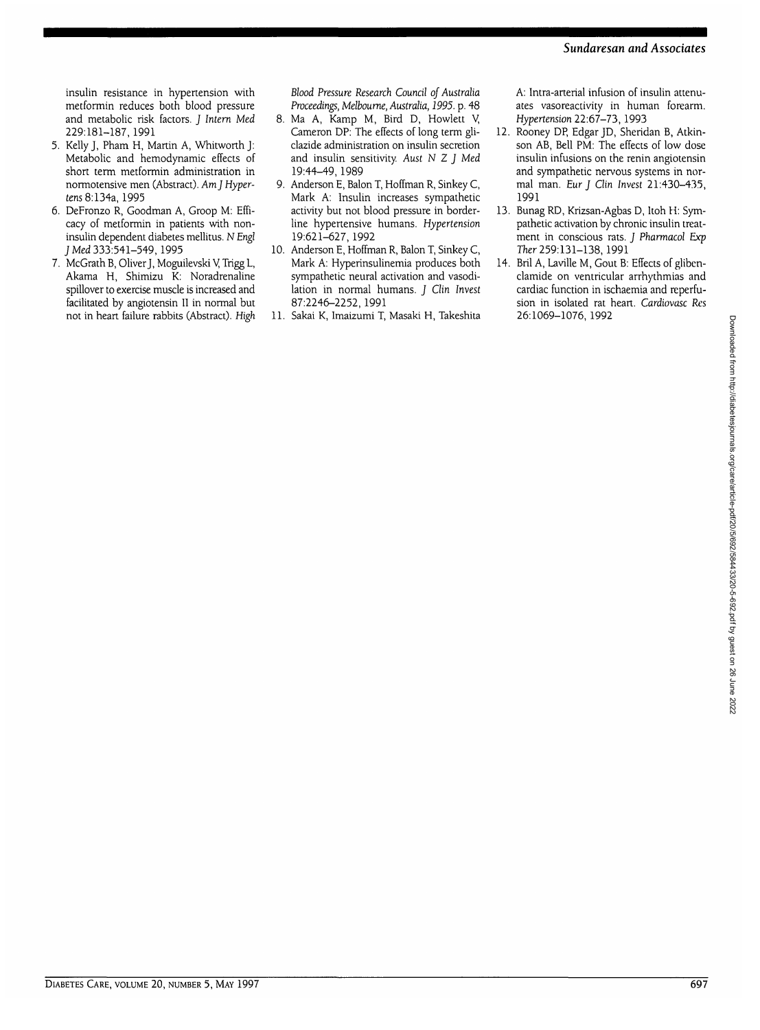insulin resistance in hypertension with metformin reduces both blood pressure and metabolic risk factors. *J Intern Med* 229:181–187, 1991

5. Kelly J, Pham H, Martin A, Whitworth J: Metabolic and hemodynamic effects of short term metformin administration in normotensive men (Abstract). *Am J Hypertens* 8:134a, 1995
6. DeFronzo R, Goodman A, Groop M: Efficacy of metformin in patients with non-insulin dependent diabetes mellitus. *N Engl J Med* 333:541–549, 1995
7. McGrath B, Oliver J, Moguilevski V, Trigg L, Akama H, Shimizu K: Noradrenaline spillover to exercise muscle is increased and facilitated by angiotensin II in normal but not in heart failure rabbits (Abstract). *High Blood Pressure Research Council of Australia Proceedings, Melbourne, Australia, 1995.* p. 48
8. Ma A, Kamp M, Bird D, Howlett V, Cameron DP: The effects of long term gliclazide administration on insulin secretion and insulin sensitivity. *Aust N Z J Med* 19:44–49, 1989
9. Anderson E, Balon T, Hoffman R, Sinkey C, Mark A: Insulin increases sympathetic activity but not blood pressure in borderline hypertensive humans. *Hypertension* 19:621–627, 1992
10. Anderson E, Hoffman R, Balon T, Sinkey C, Mark A: Hyperinsulinemia produces both sympathetic neural activation and vasodilation in normal humans. *J Clin Invest* 87:2246–2252, 1991
11. Sakai K, Imaizumi T, Masaki H, Takeshita A: Intra-arterial infusion of insulin attenuates vasoreactivity in human forearm. *Hypertension* 22:67–73, 1993
12. Rooney DP, Edgar JD, Sheridan B, Atkinson AB, Bell PM: The effects of low dose insulin infusions on the renin angiotensin and sympathetic nervous systems in normal man. *Eur J Clin Invest* 21:430–435, 1991
13. Bunag RD, Krizsan-Agbas D, Itoh H: Sympathetic activation by chronic insulin treatment in conscious rats. *J Pharmacol Exp Ther* 259:131–138, 1991
14. Bril A, Laville M, Gout B: Effects of glibenclamide on ventricular arrhythmias and cardiac function in ischaemia and reperfusion in isolated rat heart. *Cardiovasc Res* 26:1069–1076, 1992